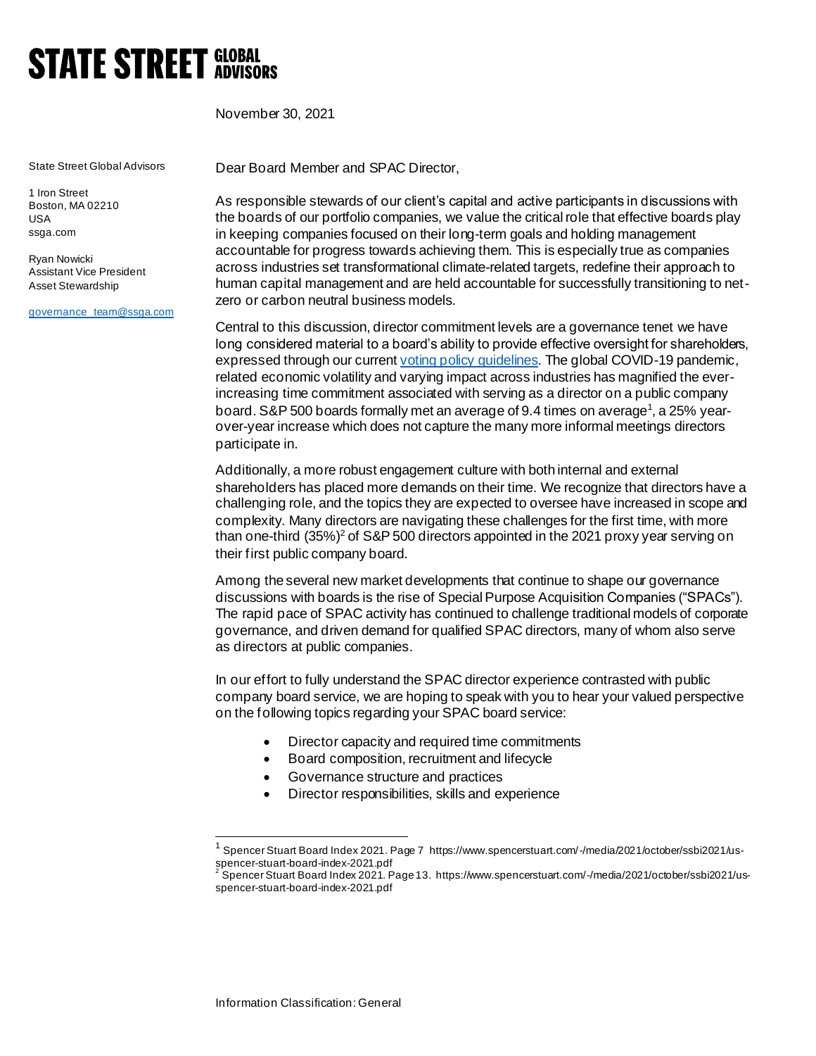# STATE STREET GLOBAL ADVISORS

November 30, 2021

State Street Global Advisors

1 Iron Street
Boston, MA 02210
USA
ssga.com

Ryan Nowicki
Assistant Vice President
Asset Stewardship

governance_team@ssga.com

Dear Board Member and SPAC Director,

As responsible stewards of our client's capital and active participants in discussions with the boards of our portfolio companies, we value the critical role that effective boards play in keeping companies focused on their long-term goals and holding management accountable for progress towards achieving them. This is especially true as companies across industries set transformational climate-related targets, redefine their approach to human capital management and are held accountable for successfully transitioning to net-zero or carbon neutral business models.

Central to this discussion, director commitment levels are a governance tenet we have long considered material to a board's ability to provide effective oversight for shareholders, expressed through our current voting policy guidelines. The global COVID-19 pandemic, related economic volatility and varying impact across industries has magnified the ever-increasing time commitment associated with serving as a director on a public company board. S&P 500 boards formally met an average of 9.4 times on average[1], a 25% year-over-year increase which does not capture the many more informal meetings directors participate in.

Additionally, a more robust engagement culture with both internal and external shareholders has placed more demands on their time. We recognize that directors have a challenging role, and the topics they are expected to oversee have increased in scope and complexity. Many directors are navigating these challenges for the first time, with more than one-third (35%)[2] of S&P 500 directors appointed in the 2021 proxy year serving on their first public company board.

Among the several new market developments that continue to shape our governance discussions with boards is the rise of Special Purpose Acquisition Companies ("SPACs"). The rapid pace of SPAC activity has continued to challenge traditional models of corporate governance, and driven demand for qualified SPAC directors, many of whom also serve as directors at public companies.

In our effort to fully understand the SPAC director experience contrasted with public company board service, we are hoping to speak with you to hear your valued perspective on the following topics regarding your SPAC board service:

- Director capacity and required time commitments
- Board composition, recruitment and lifecycle
- Governance structure and practices
- Director responsibilities, skills and experience

---

[1] Spencer Stuart Board Index 2021. Page 7 https://www.spencerstuart.com/-/media/2021/october/ssbi2021/us-spencer-stuart-board-index-2021.pdf

[2] Spencer Stuart Board Index 2021. Page 13. https://www.spencerstuart.com/-/media/2021/october/ssbi2021/us-spencer-stuart-board-index-2021.pdf

Information Classification: General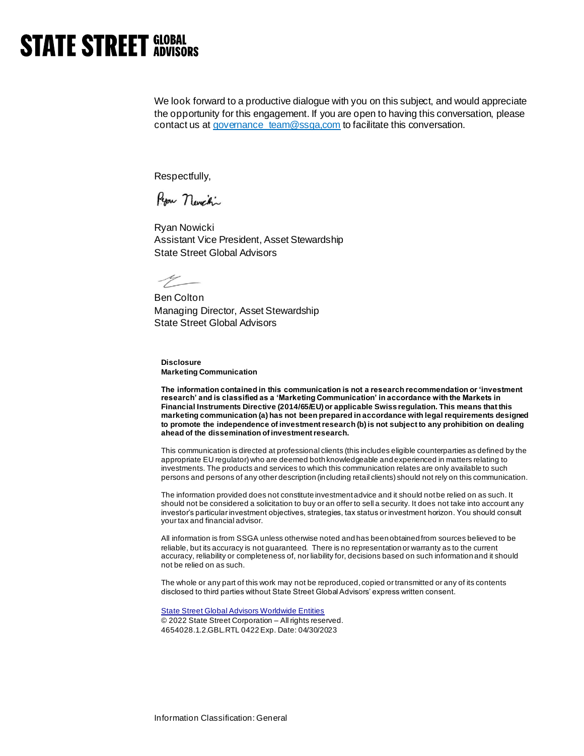We look forward to a productive dialogue with you on this subject, and would appreciate the opportunity for this engagement. If you are open to having this conversation, please contact us at governance_team@ssga,com to facilitate this conversation.

Respectfully,

Ryan Nowicki
Assistant Vice President, Asset Stewardship
State Street Global Advisors

Ben Colton
Managing Director, Asset Stewardship
State Street Global Advisors

**Disclosure**
**Marketing Communication**

**The information contained in this communication is not a research recommendation or 'investment research' and is classified as a 'Marketing Communication' in accordance with the Markets in Financial Instruments Directive (2014/65/EU) or applicable Swiss regulation. This means that this marketing communication (a) has not been prepared in accordance with legal requirements designed to promote the independence of investment research (b) is not subject to any prohibition on dealing ahead of the dissemination of investment research.**

This communication is directed at professional clients (this includes eligible counterparties as defined by the appropriate EU regulator) who are deemed both knowledgeable and experienced in matters relating to investments. The products and services to which this communication relates are only available to such persons and persons of any other description (including retail clients) should not rely on this communication.

The information provided does not constitute investment advice and it should not be relied on as such. It should not be considered a solicitation to buy or an offer to sell a security. It does not take into account any investor's particular investment objectives, strategies, tax status or investment horizon. You should consult your tax and financial advisor.

All information is from SSGA unless otherwise noted and has been obtained from sources believed to be reliable, but its accuracy is not guaranteed. There is no representation or warranty as to the current accuracy, reliability or completeness of, nor liability for, decisions based on such information and it should not be relied on as such.

The whole or any part of this work may not be reproduced, copied or transmitted or any of its contents disclosed to third parties without State Street Global Advisors' express written consent.

State Street Global Advisors Worldwide Entities
© 2022 State Street Corporation – All rights reserved.
4654028.1.2.GBL.RTL 0422 Exp. Date: 04/30/2023

Information Classification: General